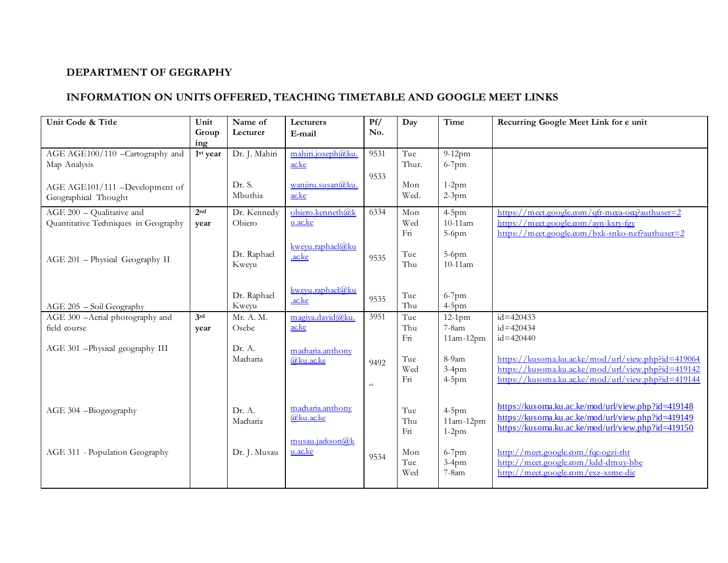**DEPARTMENT OF GEGRAPHY**

**INFORMATION ON UNITS OFFERED, TEACHING TIMETABLE AND GOOGLE MEET LINKS**

| Unit Code & Title | Unit Grouping | Name of Lecturer | Lecturers E-mail | Pf/ No. | Day | Time | Recurring Google Meet Link for e unit |
|---|---|---|---|---|---|---|---|
| AGE AGE100/110 –Cartography and Map Analysis | 1st year | Dr. J. Mahiri | mahiri.joseph@ku.ac.ke | 9531 | Tue<br>Thur. | 9-12pm<br>6-7pm | |
| AGE AGE101/111 –Development of Geographical Thought | | Dr. S. Mbuthia | wanjiru.susan@ku.ac.ke | 9533 | Mon<br>Wed. | 1-2pm<br>2-3pm | |
| AGE 200 – Qualitative and Quantitative Techniques in Geography | 2nd year | Dr. Kennedy Obiero | obiero.kenneth@ku.ac.ke | 6334 | Mon<br>Wed<br>Fri | 4-5pm<br>10-11am<br>5-6pm | https://meet.google.com/qfr-mcea-ocq?authuser=2<br>https://meet.google.com/ayn-kxry-fgy<br>https://meet.google.com/bxk-snko-nzf?authuser=2 |
| AGE 201 – Physical Geography II | | Dr. Raphael Kweyu | kweyu.raphael@ku.ac.ke | 9535 | Tue<br>Thu | 5-6pm<br>10-11am | |
| AGE 205 – Soil Geography | | Dr. Raphael Kweyu | kweyu.raphael@ku.ac.ke | 9535 | Tue<br>Thu | 6-7pm<br>4-5pm | |
| AGE 300 –Aerial photography and field course | 3rd year | Mr. A. M. Osebe | magiya.david@ku.ac.ke | 3951 | Tue<br>Thu<br>Fri | 12-1pm<br>7-8am<br>11am-12pm | id=420433<br>id=420434<br>id=420440 |
| AGE 301 –Physical geography III | | Dr. A. Macharia | macharia.anthony@ku.ac.ke | 9492 | Tue<br>Wed<br>Fri | 8-9am<br>3-4pm<br>4-5pm | https://kusoma.ku.ac.ke/mod/url/view.php?id=419064<br>https://kusoma.ku.ac.ke/mod/url/view.php?id=419142<br>https://kusoma.ku.ac.ke/mod/url/view.php?id=419144 |
| AGE 304 –Biogeography | | Dr. A. Macharia | macharia.anthony@ku.ac.ke | " | Tue<br>Thu<br>Fri | 4-5pm<br>11am-12pm<br>1-2pm | https://kusoma.ku.ac.ke/mod/url/view.php?id=419148<br>https://kusoma.ku.ac.ke/mod/url/view.php?id=419149<br>https://kusoma.ku.ac.ke/mod/url/view.php?id=419150 |
| AGE 311 - Population Geography | | Dr. J. Musau | musau.jackson@ku.ac.ke | 9534 | Mon<br>Tue<br>Wed | 6-7pm<br>3-4pm<br>7-8am | http://meet.google.com/fqc-ogzi-rht<br>http://meet.google.com/kdd-dmuy-bbe<br>http://meet.google.com/exz-xsme-dic |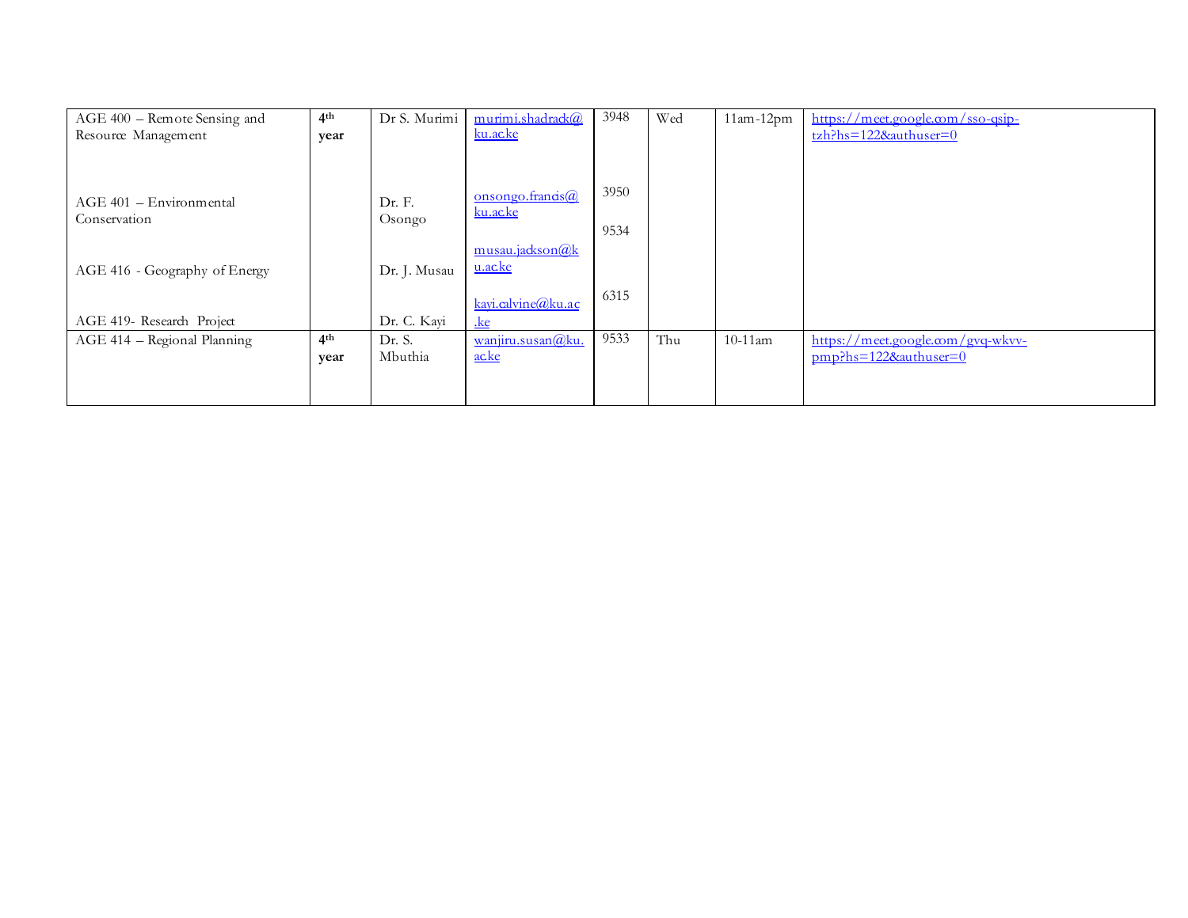| | | | | | | | |
|---|---|---|---|---|---|---|---|
| AGE 400 – Remote Sensing and Resource Management<br><br>AGE 401 – Environmental Conservation<br><br>AGE 416 - Geography of Energy<br><br>AGE 419- Research Project | **4th year** | Dr S. Murimi<br><br>Dr. F. Osongo<br><br>Dr. J. Musau<br><br>Dr. C. Kayi | murimi.shadrack@ku.ac.ke<br><br>onsongo.francis@ku.ac.ke<br><br>musau.jackson@ku.ac.ke<br><br>kayi.calvine@ku.ac.ke | 3948<br><br>3950<br><br>9534<br><br>6315 | Wed | 11am-12pm | https://meet.google.com/sso-qsip-tzh?hs=122&authuser=0 |
| AGE 414 – Regional Planning | **4th year** | Dr. S. Mbuthia | wanjiru.susan@ku.ac.ke | 9533 | Thu | 10-11am | https://meet.google.com/gvq-wkvv-pmp?hs=122&authuser=0 |